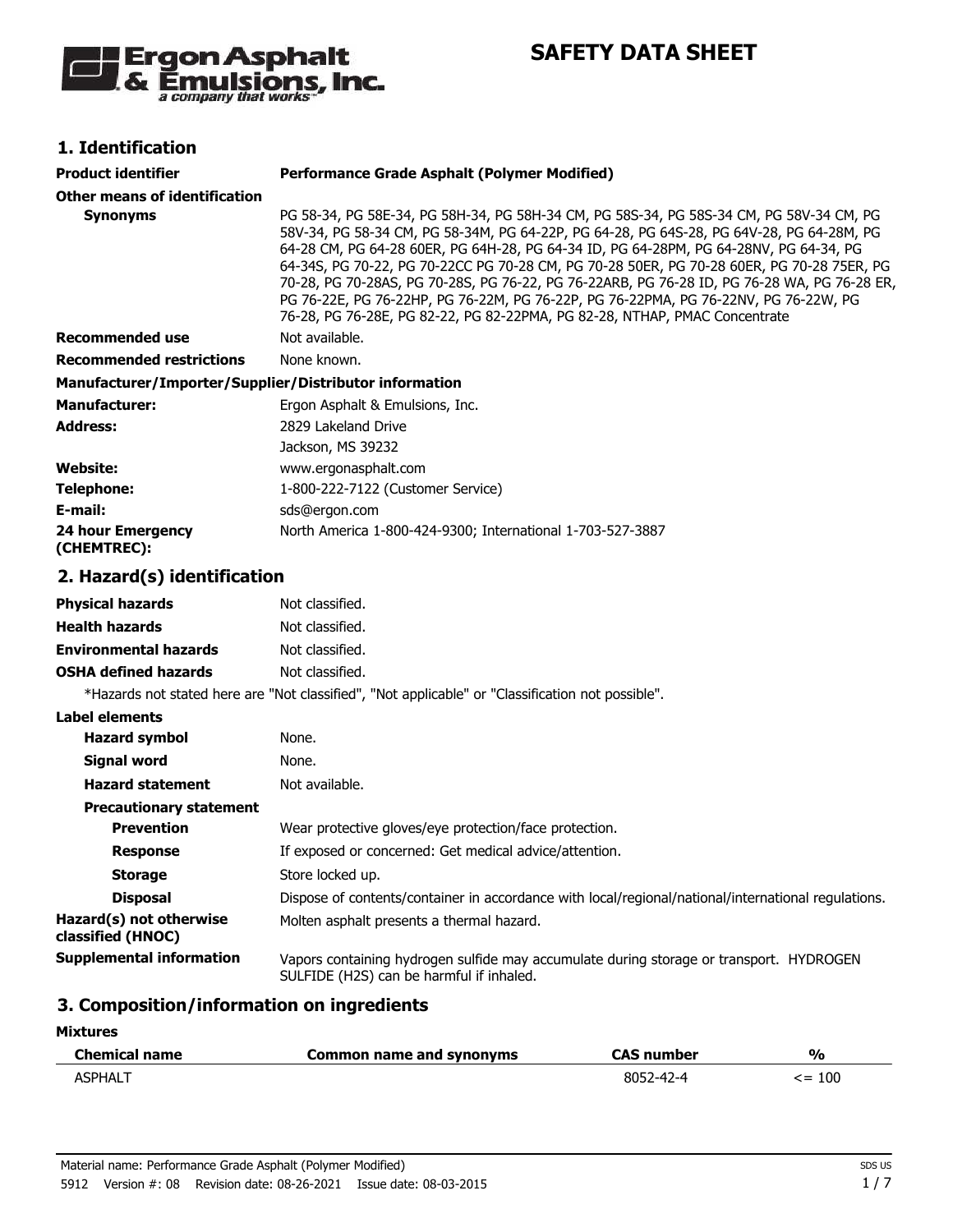Ergon Asphalt & Emulsions, Inc.
*a company that works*

# SAFETY DATA SHEET

## 1. Identification

**Product identifier** **Performance Grade Asphalt (Polymer Modified)**

**Other means of identification**

**Synonyms** PG 58-34, PG 58E-34, PG 58H-34, PG 58H-34 CM, PG 58S-34, PG 58S-34 CM, PG 58V-34 CM, PG 58V-34, PG 58-34 CM, PG 58-34M, PG 64-22P, PG 64-28, PG 64S-28, PG 64V-28, PG 64-28M, PG 64-28 CM, PG 64-28 60ER, PG 64H-28, PG 64-34 ID, PG 64-28PM, PG 64-28NV, PG 64-34, PG 64-34S, PG 70-22, PG 70-22CC PG 70-28 CM, PG 70-28 50ER, PG 70-28 60ER, PG 70-28 75ER, PG 70-28, PG 70-28AS, PG 70-28S, PG 76-22, PG 76-22ARB, PG 76-28 ID, PG 76-28 WA, PG 76-28 ER, PG 76-22E, PG 76-22HP, PG 76-22M, PG 76-22P, PG 76-22PMA, PG 76-22NV, PG 76-22W, PG 76-28, PG 76-28E, PG 82-22, PG 82-22PMA, PG 82-28, NTHAP, PMAC Concentrate

**Recommended use** Not available.

**Recommended restrictions** None known.

**Manufacturer/Importer/Supplier/Distributor information**

**Manufacturer:** Ergon Asphalt & Emulsions, Inc.

**Address:** 2829 Lakeland Drive
Jackson, MS 39232

**Website:** www.ergonasphalt.com

**Telephone:** 1-800-222-7122 (Customer Service)

**E-mail:** sds@ergon.com

**24 hour Emergency (CHEMTREC):** North America 1-800-424-9300; International 1-703-527-3887

## 2. Hazard(s) identification

**Physical hazards** Not classified.

**Health hazards** Not classified.

**Environmental hazards** Not classified.

**OSHA defined hazards** Not classified.

*Hazards not stated here are "Not classified", "Not applicable" or "Classification not possible".

**Label elements**

**Hazard symbol** None.

**Signal word** None.

**Hazard statement** Not available.

**Precautionary statement**

**Prevention** Wear protective gloves/eye protection/face protection.

**Response** If exposed or concerned: Get medical advice/attention.

**Storage** Store locked up.

**Disposal** Dispose of contents/container in accordance with local/regional/national/international regulations.

**Hazard(s) not otherwise classified (HNOC)** Molten asphalt presents a thermal hazard.

**Supplemental information** Vapors containing hydrogen sulfide may accumulate during storage or transport. HYDROGEN SULFIDE (H2S) can be harmful if inhaled.

## 3. Composition/information on ingredients

**Mixtures**

| Chemical name | Common name and synonyms | CAS number | % |
|---|---|---|---|
| ASPHALT | | 8052-42-4 | <= 100 |

Material name: Performance Grade Asphalt (Polymer Modified)
5912 Version #: 08 Revision date: 08-26-2021 Issue date: 08-03-2015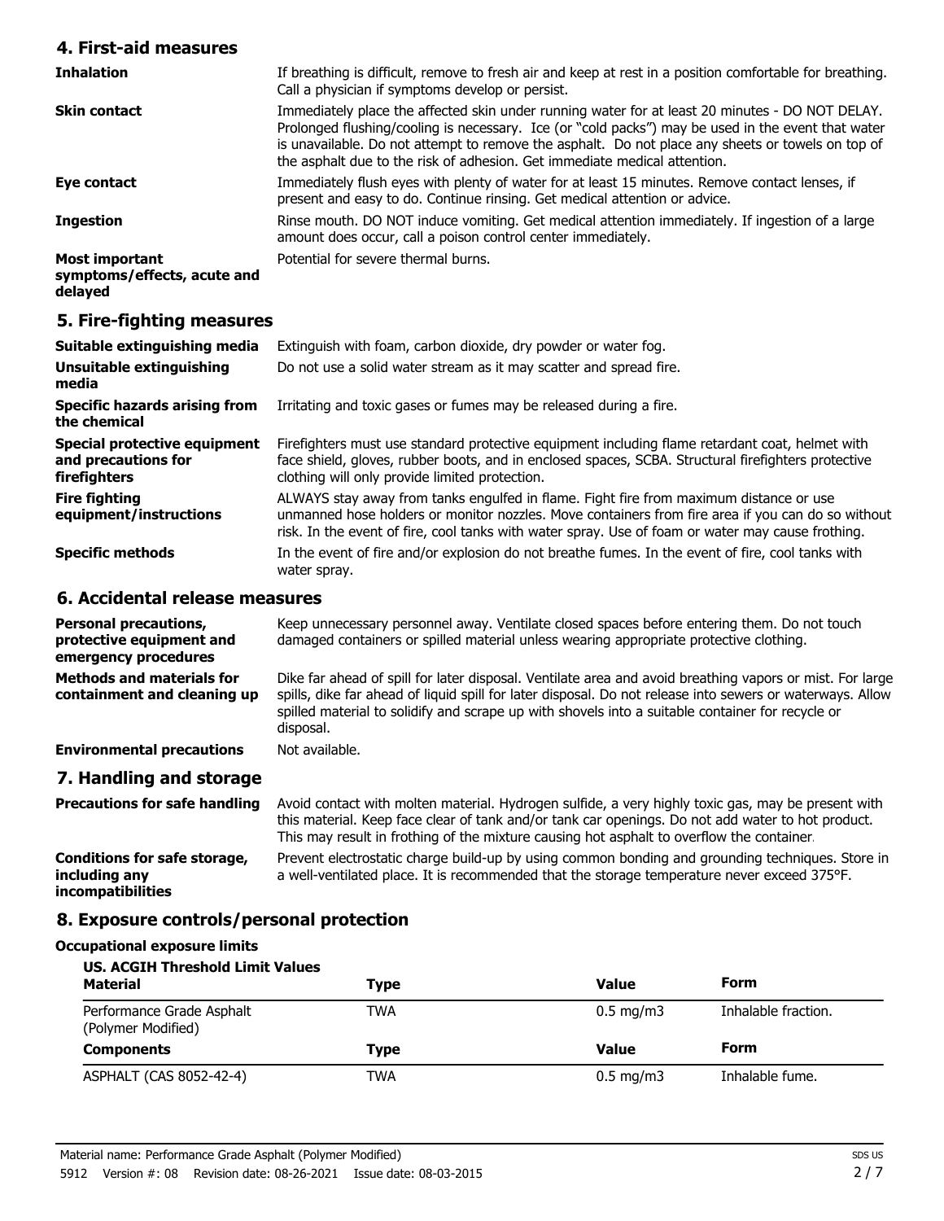## 4. First-aid measures

**Inhalation**
If breathing is difficult, remove to fresh air and keep at rest in a position comfortable for breathing. Call a physician if symptoms develop or persist.

**Skin contact**
Immediately place the affected skin under running water for at least 20 minutes - DO NOT DELAY. Prolonged flushing/cooling is necessary. Ice (or "cold packs") may be used in the event that water is unavailable. Do not attempt to remove the asphalt. Do not place any sheets or towels on top of the asphalt due to the risk of adhesion. Get immediate medical attention.

**Eye contact**
Immediately flush eyes with plenty of water for at least 15 minutes. Remove contact lenses, if present and easy to do. Continue rinsing. Get medical attention or advice.

**Ingestion**
Rinse mouth. DO NOT induce vomiting. Get medical attention immediately. If ingestion of a large amount does occur, call a poison control center immediately.

**Most important symptoms/effects, acute and delayed**
Potential for severe thermal burns.

## 5. Fire-fighting measures

**Suitable extinguishing media**
Extinguish with foam, carbon dioxide, dry powder or water fog.

**Unsuitable extinguishing media**
Do not use a solid water stream as it may scatter and spread fire.

**Specific hazards arising from the chemical**
Irritating and toxic gases or fumes may be released during a fire.

**Special protective equipment and precautions for firefighters**
Firefighters must use standard protective equipment including flame retardant coat, helmet with face shield, gloves, rubber boots, and in enclosed spaces, SCBA. Structural firefighters protective clothing will only provide limited protection.

**Fire fighting equipment/instructions**
ALWAYS stay away from tanks engulfed in flame. Fight fire from maximum distance or use unmanned hose holders or monitor nozzles. Move containers from fire area if you can do so without risk. In the event of fire, cool tanks with water spray. Use of foam or water may cause frothing.

**Specific methods**
In the event of fire and/or explosion do not breathe fumes. In the event of fire, cool tanks with water spray.

## 6. Accidental release measures

**Personal precautions, protective equipment and emergency procedures**
Keep unnecessary personnel away. Ventilate closed spaces before entering them. Do not touch damaged containers or spilled material unless wearing appropriate protective clothing.

**Methods and materials for containment and cleaning up**
Dike far ahead of spill for later disposal. Ventilate area and avoid breathing vapors or mist. For large spills, dike far ahead of liquid spill for later disposal. Do not release into sewers or waterways. Allow spilled material to solidify and scrape up with shovels into a suitable container for recycle or disposal.

**Environmental precautions**
Not available.

## 7. Handling and storage

**Precautions for safe handling**
Avoid contact with molten material. Hydrogen sulfide, a very highly toxic gas, may be present with this material. Keep face clear of tank and/or tank car openings. Do not add water to hot product. This may result in frothing of the mixture causing hot asphalt to overflow the container.

**Conditions for safe storage, including any incompatibilities**
Prevent electrostatic charge build-up by using common bonding and grounding techniques. Store in a well-ventilated place. It is recommended that the storage temperature never exceed 375°F.

## 8. Exposure controls/personal protection

### Occupational exposure limits

**US. ACGIH Threshold Limit Values**

| Material | Type | Value | Form |
|---|---|---|---|
| Performance Grade Asphalt (Polymer Modified) | TWA | 0.5 mg/m3 | Inhalable fraction. |
| **Components** | **Type** | **Value** | **Form** |
| ASPHALT (CAS 8052-42-4) | TWA | 0.5 mg/m3 | Inhalable fume. |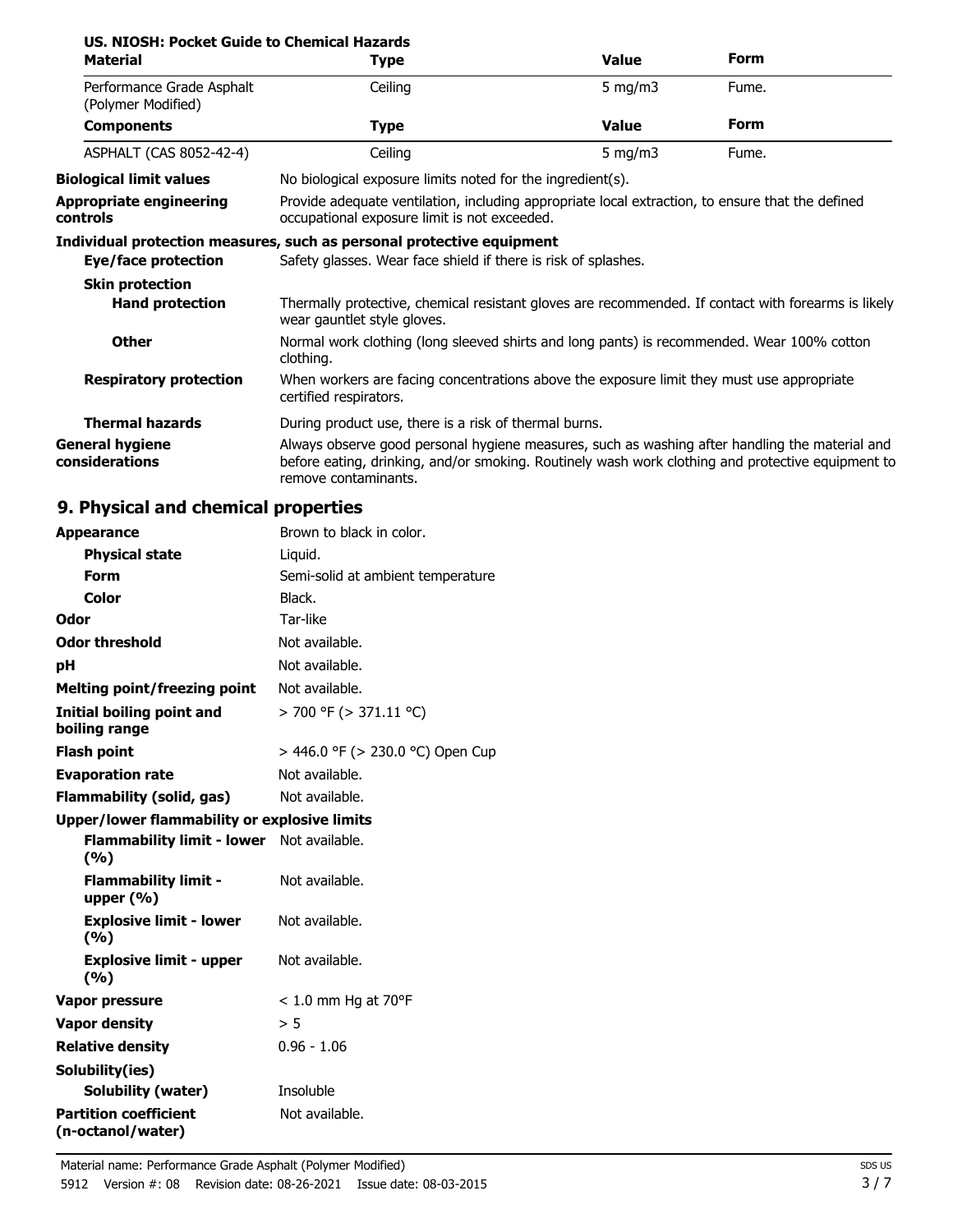**US. NIOSH: Pocket Guide to Chemical Hazards**

| Material | Type | Value | Form |
| --- | --- | --- | --- |
| Performance Grade Asphalt (Polymer Modified) | Ceiling | 5 mg/m3 | Fume. |
| **Components** | **Type** | **Value** | **Form** |
| ASPHALT (CAS 8052-42-4) | Ceiling | 5 mg/m3 | Fume. |

**Biological limit values** No biological exposure limits noted for the ingredient(s).

**Appropriate engineering controls** Provide adequate ventilation, including appropriate local extraction, to ensure that the defined occupational exposure limit is not exceeded.

**Individual protection measures, such as personal protective equipment**

**Eye/face protection** Safety glasses. Wear face shield if there is risk of splashes.

**Skin protection**

**Hand protection** Thermally protective, chemical resistant gloves are recommended. If contact with forearms is likely wear gauntlet style gloves.

**Other** Normal work clothing (long sleeved shirts and long pants) is recommended. Wear 100% cotton clothing.

**Respiratory protection** When workers are facing concentrations above the exposure limit they must use appropriate certified respirators.

**Thermal hazards** During product use, there is a risk of thermal burns.

**General hygiene considerations** Always observe good personal hygiene measures, such as washing after handling the material and before eating, drinking, and/or smoking. Routinely wash work clothing and protective equipment to remove contaminants.

## 9. Physical and chemical properties

| | |
| --- | --- |
| **Appearance** | Brown to black in color. |
| **Physical state** | Liquid. |
| **Form** | Semi-solid at ambient temperature |
| **Color** | Black. |
| **Odor** | Tar-like |
| **Odor threshold** | Not available. |
| **pH** | Not available. |
| **Melting point/freezing point** | Not available. |
| **Initial boiling point and boiling range** | > 700 °F (> 371.11 °C) |
| **Flash point** | > 446.0 °F (> 230.0 °C) Open Cup |
| **Evaporation rate** | Not available. |
| **Flammability (solid, gas)** | Not available. |
| **Upper/lower flammability or explosive limits** | |
| **Flammability limit - lower (%)** | Not available. |
| **Flammability limit - upper (%)** | Not available. |
| **Explosive limit - lower (%)** | Not available. |
| **Explosive limit - upper (%)** | Not available. |
| **Vapor pressure** | < 1.0 mm Hg at 70°F |
| **Vapor density** | > 5 |
| **Relative density** | 0.96 - 1.06 |
| **Solubility(ies)** | |
| **Solubility (water)** | Insoluble |
| **Partition coefficient (n-octanol/water)** | Not available. |

Material name: Performance Grade Asphalt (Polymer Modified)
5912 Version #: 08 Revision date: 08-26-2021 Issue date: 08-03-2015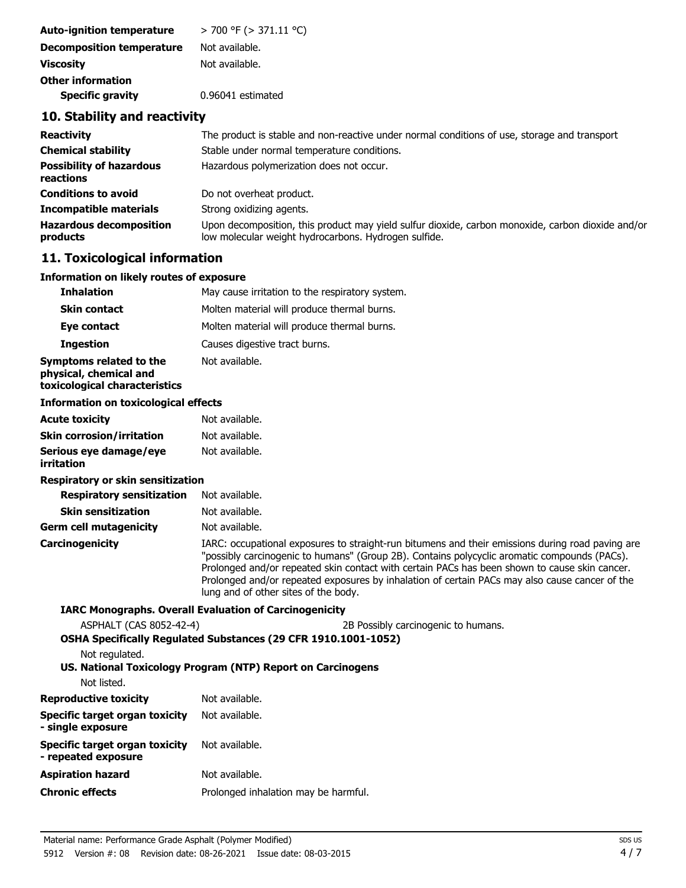| | |
|---|---|
| **Auto-ignition temperature** | > 700 °F (> 371.11 °C) |
| **Decomposition temperature** | Not available. |
| **Viscosity** | Not available. |
| **Other information** | |
| **Specific gravity** | 0.96041 estimated |

## 10. Stability and reactivity

| | |
|---|---|
| **Reactivity** | The product is stable and non-reactive under normal conditions of use, storage and transport |
| **Chemical stability** | Stable under normal temperature conditions. |
| **Possibility of hazardous reactions** | Hazardous polymerization does not occur. |
| **Conditions to avoid** | Do not overheat product. |
| **Incompatible materials** | Strong oxidizing agents. |
| **Hazardous decomposition products** | Upon decomposition, this product may yield sulfur dioxide, carbon monoxide, carbon dioxide and/or low molecular weight hydrocarbons. Hydrogen sulfide. |

## 11. Toxicological information

**Information on likely routes of exposure**

| | |
|---|---|
| **Inhalation** | May cause irritation to the respiratory system. |
| **Skin contact** | Molten material will produce thermal burns. |
| **Eye contact** | Molten material will produce thermal burns. |
| **Ingestion** | Causes digestive tract burns. |
| **Symptoms related to the physical, chemical and toxicological characteristics** | Not available. |

**Information on toxicological effects**

| | |
|---|---|
| **Acute toxicity** | Not available. |
| **Skin corrosion/irritation** | Not available. |
| **Serious eye damage/eye irritation** | Not available. |

**Respiratory or skin sensitization**

| | |
|---|---|
| **Respiratory sensitization** | Not available. |
| **Skin sensitization** | Not available. |
| **Germ cell mutagenicity** | Not available. |
| **Carcinogenicity** | IARC: occupational exposures to straight-run bitumens and their emissions during road paving are "possibly carcinogenic to humans" (Group 2B). Contains polycyclic aromatic compounds (PACs). Prolonged and/or repeated skin contact with certain PACs has been shown to cause skin cancer. Prolonged and/or repeated exposures by inhalation of certain PACs may also cause cancer of the lung and of other sites of the body. |

**IARC Monographs. Overall Evaluation of Carcinogenicity**

ASPHALT (CAS 8052-42-4) 2B Possibly carcinogenic to humans.

**OSHA Specifically Regulated Substances (29 CFR 1910.1001-1052)**

Not regulated.

**US. National Toxicology Program (NTP) Report on Carcinogens**

Not listed.

| | |
|---|---|
| **Reproductive toxicity** | Not available. |
| **Specific target organ toxicity - single exposure** | Not available. |
| **Specific target organ toxicity - repeated exposure** | Not available. |
| **Aspiration hazard** | Not available. |
| **Chronic effects** | Prolonged inhalation may be harmful. |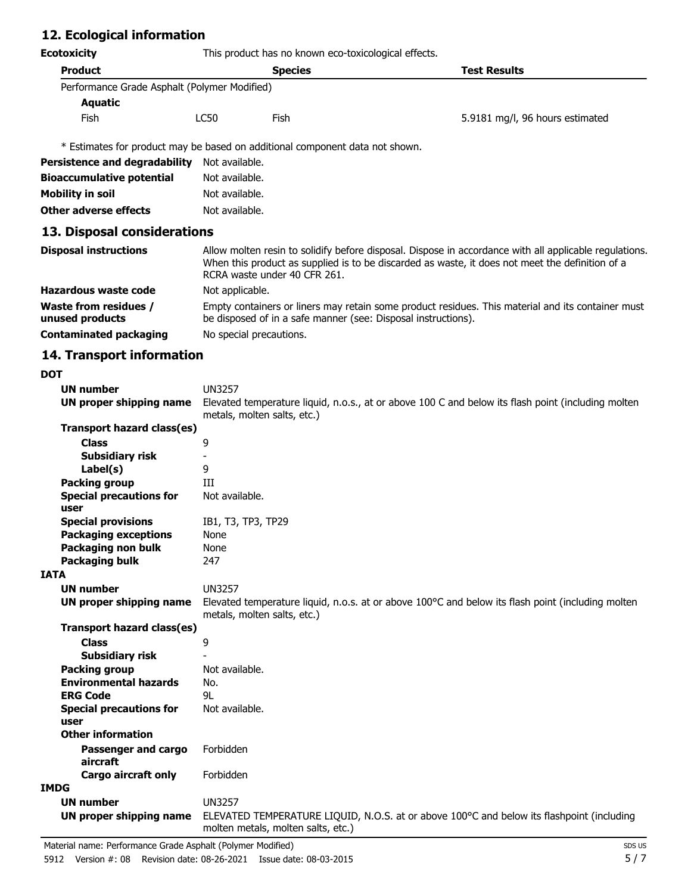## 12. Ecological information

**Ecotoxicity** This product has no known eco-toxicological effects.

| Product | | Species | Test Results |
|---|---|---|---|
| Performance Grade Asphalt (Polymer Modified) | | | |
| **Aquatic** | | | |
| Fish | LC50 | Fish | 5.9181 mg/l, 96 hours estimated |

* Estimates for product may be based on additional component data not shown.

**Persistence and degradability** Not available.

**Bioaccumulative potential** Not available.

**Mobility in soil** Not available.

**Other adverse effects** Not available.

## 13. Disposal considerations

**Disposal instructions** Allow molten resin to solidify before disposal. Dispose in accordance with all applicable regulations. When this product as supplied is to be discarded as waste, it does not meet the definition of a RCRA waste under 40 CFR 261.

**Hazardous waste code** Not applicable.

**Waste from residues / unused products** Empty containers or liners may retain some product residues. This material and its container must be disposed of in a safe manner (see: Disposal instructions).

**Contaminated packaging** No special precautions.

## 14. Transport information

**DOT**

**UN number** UN3257

**UN proper shipping name** Elevated temperature liquid, n.o.s., at or above 100 C and below its flash point (including molten metals, molten salts, etc.)

**Transport hazard class(es)**

**Class** 9

**Subsidiary risk** -

**Label(s)** 9

**Packing group** III

**Special precautions for user** Not available.

**Special provisions** IB1, T3, TP3, TP29

**Packaging exceptions** None

**Packaging non bulk** None

**Packaging bulk** 247

**IATA**

**UN number** UN3257

**UN proper shipping name** Elevated temperature liquid, n.o.s. at or above 100°C and below its flash point (including molten metals, molten salts, etc.)

**Transport hazard class(es)**

**Class** 9

**Subsidiary risk** -

**Packing group** Not available.

**Environmental hazards** No.

**ERG Code** 9L

**Special precautions for user** Not available.

**Other information**

**Passenger and cargo aircraft** Forbidden

**Cargo aircraft only** Forbidden

**IMDG**

**UN number** UN3257

**UN proper shipping name** ELEVATED TEMPERATURE LIQUID, N.O.S. at or above 100°C and below its flashpoint (including molten metals, molten salts, etc.)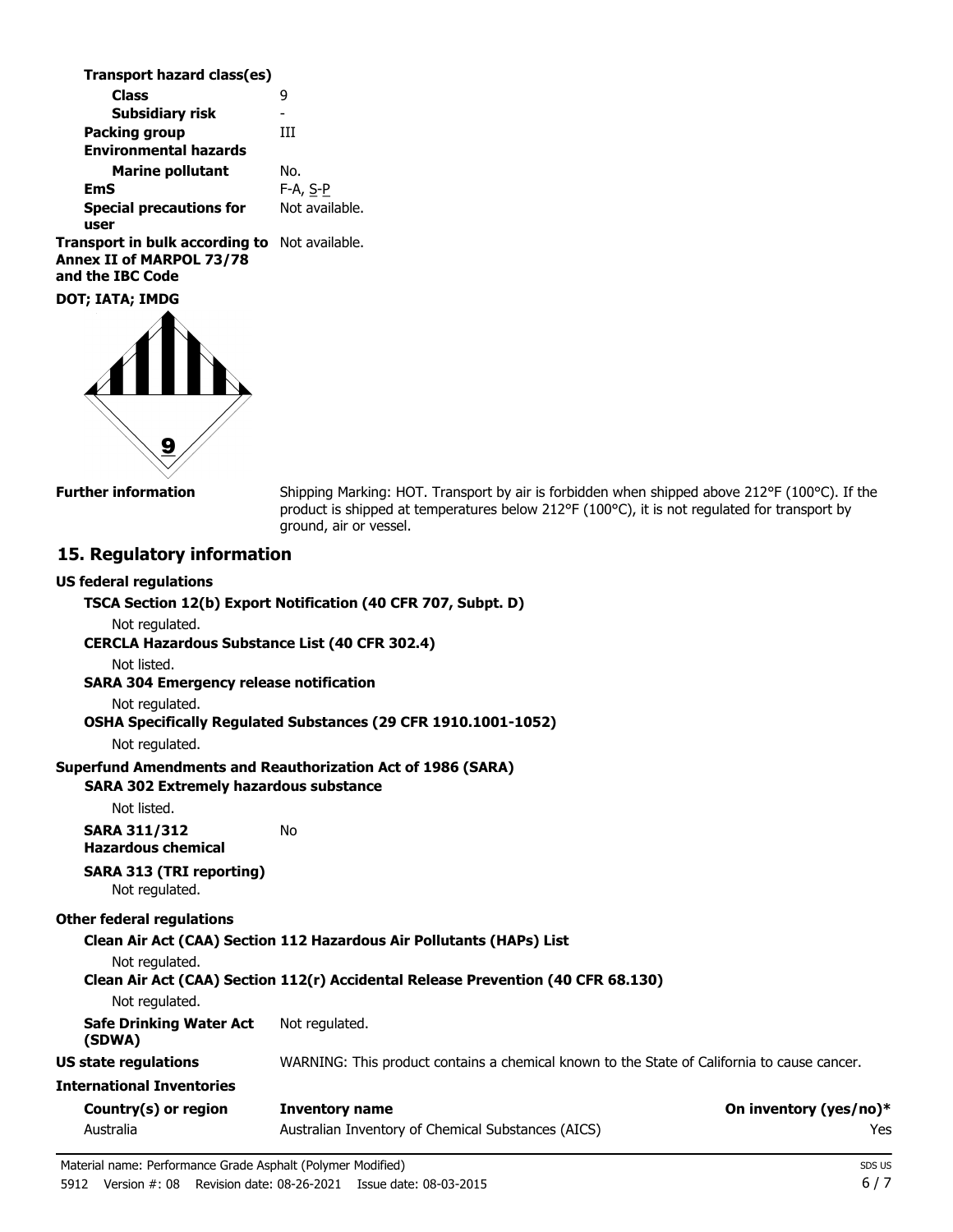**Transport hazard class(es)**

| | |
|---|---|
| **Class** | 9 |
| **Subsidiary risk** | - |
| **Packing group** | III |
| **Environmental hazards** | |
| **Marine pollutant** | No. |
| **EmS** | F-A, S-P |
| **Special precautions for user** | Not available. |
| **Transport in bulk according to Annex II of MARPOL 73/78 and the IBC Code** | Not available. |

**DOT; IATA; IMDG**

**Further information** Shipping Marking: HOT. Transport by air is forbidden when shipped above 212°F (100°C). If the product is shipped at temperatures below 212°F (100°C), it is not regulated for transport by ground, air or vessel.

## 15. Regulatory information

**US federal regulations**

**TSCA Section 12(b) Export Notification (40 CFR 707, Subpt. D)**

Not regulated.

**CERCLA Hazardous Substance List (40 CFR 302.4)**

Not listed.

**SARA 304 Emergency release notification**

Not regulated.

**OSHA Specifically Regulated Substances (29 CFR 1910.1001-1052)**

Not regulated.

**Superfund Amendments and Reauthorization Act of 1986 (SARA)**

**SARA 302 Extremely hazardous substance**

Not listed.

**SARA 311/312 Hazardous chemical** No

**SARA 313 (TRI reporting)**

Not regulated.

**Other federal regulations**

**Clean Air Act (CAA) Section 112 Hazardous Air Pollutants (HAPs) List**

Not regulated.

**Clean Air Act (CAA) Section 112(r) Accidental Release Prevention (40 CFR 68.130)**

Not regulated.

**Safe Drinking Water Act (SDWA)** Not regulated.

**US state regulations** WARNING: This product contains a chemical known to the State of California to cause cancer.

**International Inventories**

| Country(s) or region | Inventory name | On inventory (yes/no)* |
|---|---|---|
| Australia | Australian Inventory of Chemical Substances (AICS) | Yes |

Material name: Performance Grade Asphalt (Polymer Modified)

5912 Version #: 08 Revision date: 08-26-2021 Issue date: 08-03-2015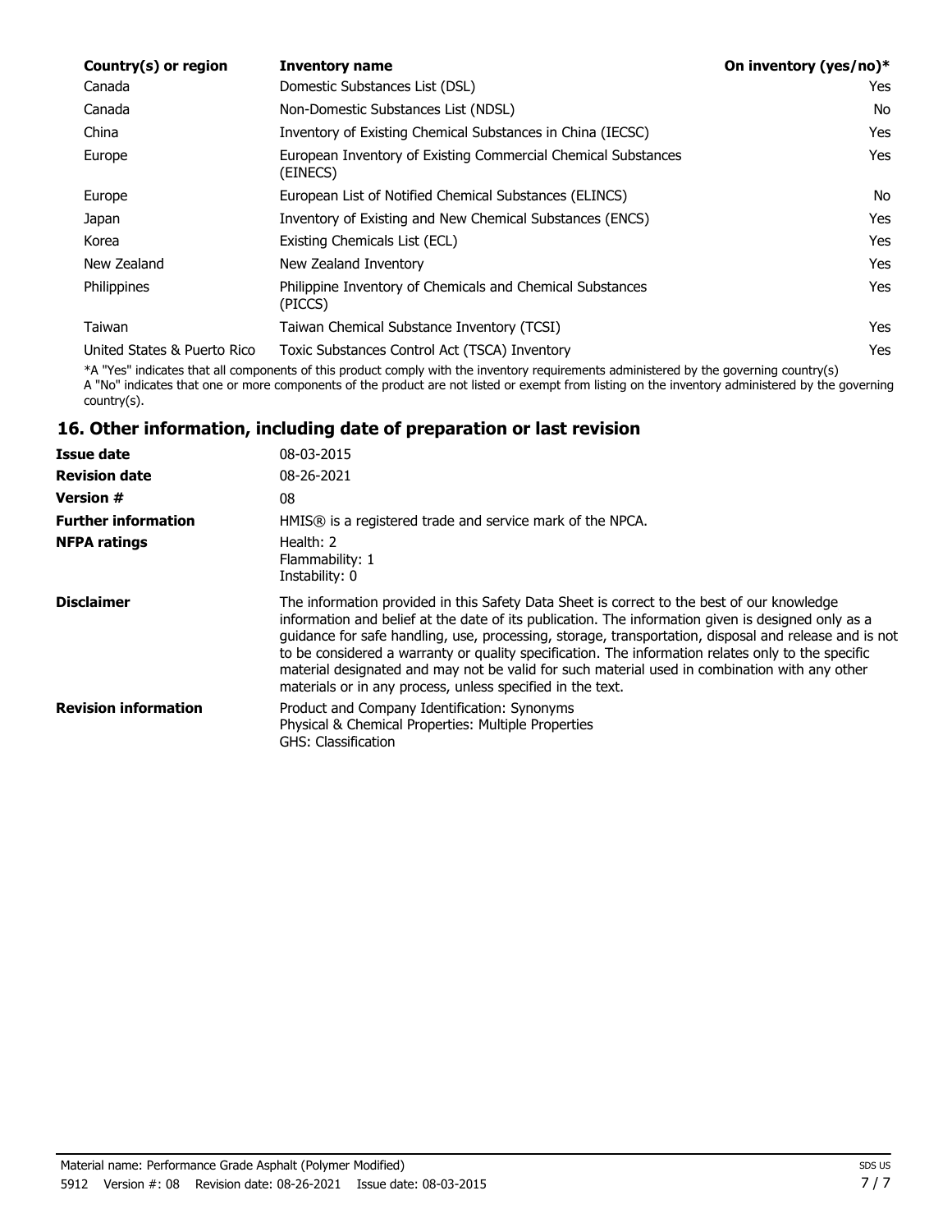| Country(s) or region | Inventory name | On inventory (yes/no)* |
|---|---|---|
| Canada | Domestic Substances List (DSL) | Yes |
| Canada | Non-Domestic Substances List (NDSL) | No |
| China | Inventory of Existing Chemical Substances in China (IECSC) | Yes |
| Europe | European Inventory of Existing Commercial Chemical Substances (EINECS) | Yes |
| Europe | European List of Notified Chemical Substances (ELINCS) | No |
| Japan | Inventory of Existing and New Chemical Substances (ENCS) | Yes |
| Korea | Existing Chemicals List (ECL) | Yes |
| New Zealand | New Zealand Inventory | Yes |
| Philippines | Philippine Inventory of Chemicals and Chemical Substances (PICCS) | Yes |
| Taiwan | Taiwan Chemical Substance Inventory (TCSI) | Yes |
| United States & Puerto Rico | Toxic Substances Control Act (TSCA) Inventory | Yes |

*A "Yes" indicates that all components of this product comply with the inventory requirements administered by the governing country(s)
A "No" indicates that one or more components of the product are not listed or exempt from listing on the inventory administered by the governing country(s).

## 16. Other information, including date of preparation or last revision

**Issue date** 08-03-2015

**Revision date** 08-26-2021

**Version #** 08

**Further information** HMIS® is a registered trade and service mark of the NPCA.

**NFPA ratings**
Health: 2
Flammability: 1
Instability: 0

**Disclaimer** The information provided in this Safety Data Sheet is correct to the best of our knowledge information and belief at the date of its publication. The information given is designed only as a guidance for safe handling, use, processing, storage, transportation, disposal and release and is not to be considered a warranty or quality specification. The information relates only to the specific material designated and may not be valid for such material used in combination with any other materials or in any process, unless specified in the text.

**Revision information**
Product and Company Identification: Synonyms
Physical & Chemical Properties: Multiple Properties
GHS: Classification